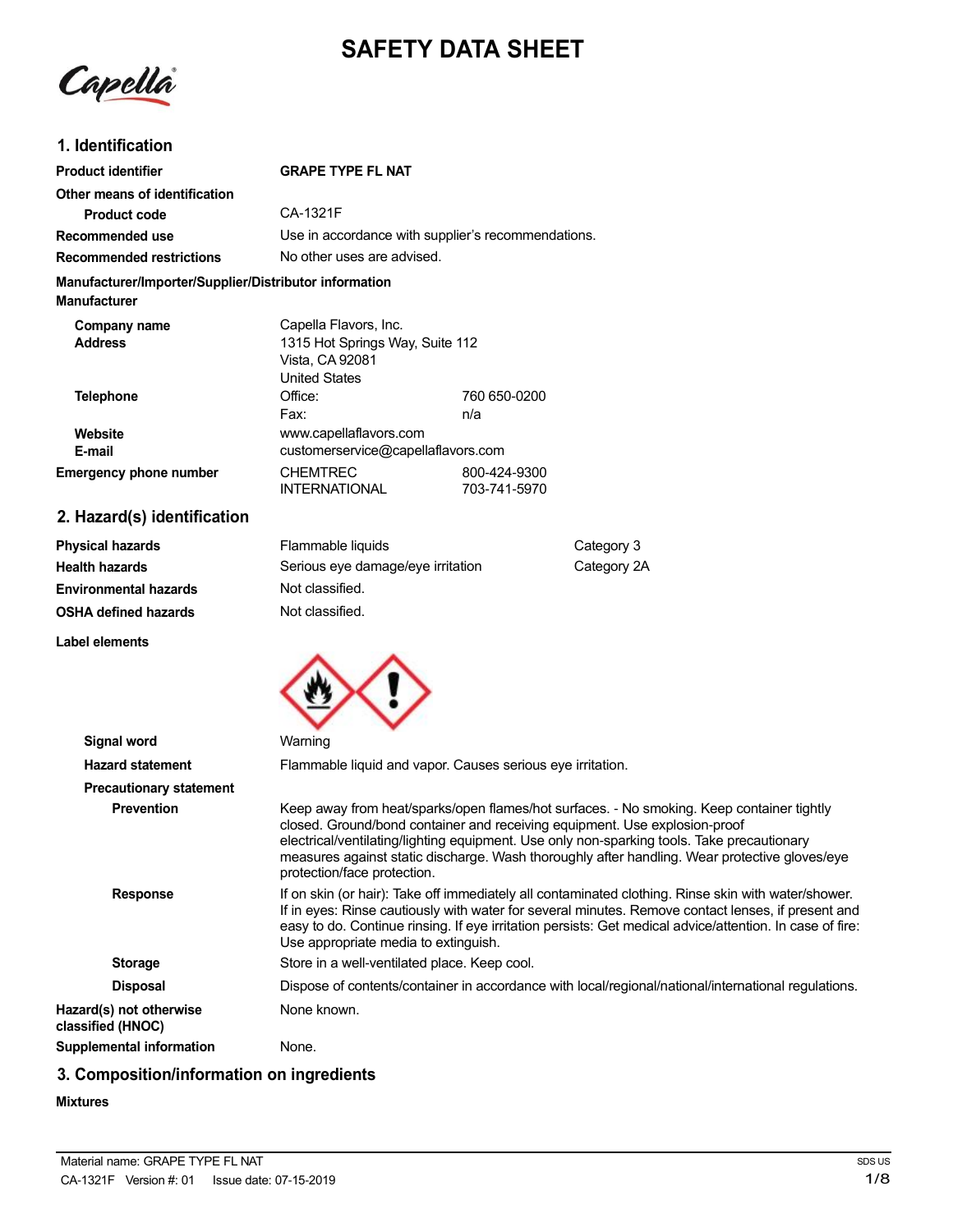# SAFETY DATA SHEET

Capella

## 1. Identification

| | | |
|---|---|---|
| **Product identifier** | **GRAPE TYPE FL NAT** | |
| **Other means of identification** | | |
| **Product code** | CA-1321F | |
| **Recommended use** | Use in accordance with supplier's recommendations. | |
| **Recommended restrictions** | No other uses are advised. | |

**Manufacturer/Importer/Supplier/Distributor information**

**Manufacturer**

| | | |
|---|---|---|
| **Company name** | Capella Flavors, Inc. | |
| **Address** | 1315 Hot Springs Way, Suite 112<br>Vista, CA 92081<br>United States | |
| **Telephone** | Office: | 760 650-0200 |
| | Fax: | n/a |
| **Website** | www.capellaflavors.com | |
| **E-mail** | customerservice@capellaflavors.com | |
| **Emergency phone number** | CHEMTREC | 800-424-9300 |
| | INTERNATIONAL | 703-741-5970 |

## 2. Hazard(s) identification

| | | |
|---|---|---|
| **Physical hazards** | Flammable liquids | Category 3 |
| **Health hazards** | Serious eye damage/eye irritation | Category 2A |
| **Environmental hazards** | Not classified. | |
| **OSHA defined hazards** | Not classified. | |

**Label elements**

**Signal word** Warning

**Hazard statement** Flammable liquid and vapor. Causes serious eye irritation.

**Precautionary statement**

**Prevention** Keep away from heat/sparks/open flames/hot surfaces. - No smoking. Keep container tightly closed. Ground/bond container and receiving equipment. Use explosion-proof electrical/ventilating/lighting equipment. Use only non-sparking tools. Take precautionary measures against static discharge. Wash thoroughly after handling. Wear protective gloves/eye protection/face protection.

**Response** If on skin (or hair): Take off immediately all contaminated clothing. Rinse skin with water/shower. If in eyes: Rinse cautiously with water for several minutes. Remove contact lenses, if present and easy to do. Continue rinsing. If eye irritation persists: Get medical advice/attention. In case of fire: Use appropriate media to extinguish.

**Storage** Store in a well-ventilated place. Keep cool.

**Disposal** Dispose of contents/container in accordance with local/regional/national/international regulations.

**Hazard(s) not otherwise classified (HNOC)** None known.

**Supplemental information** None.

## 3. Composition/information on ingredients

**Mixtures**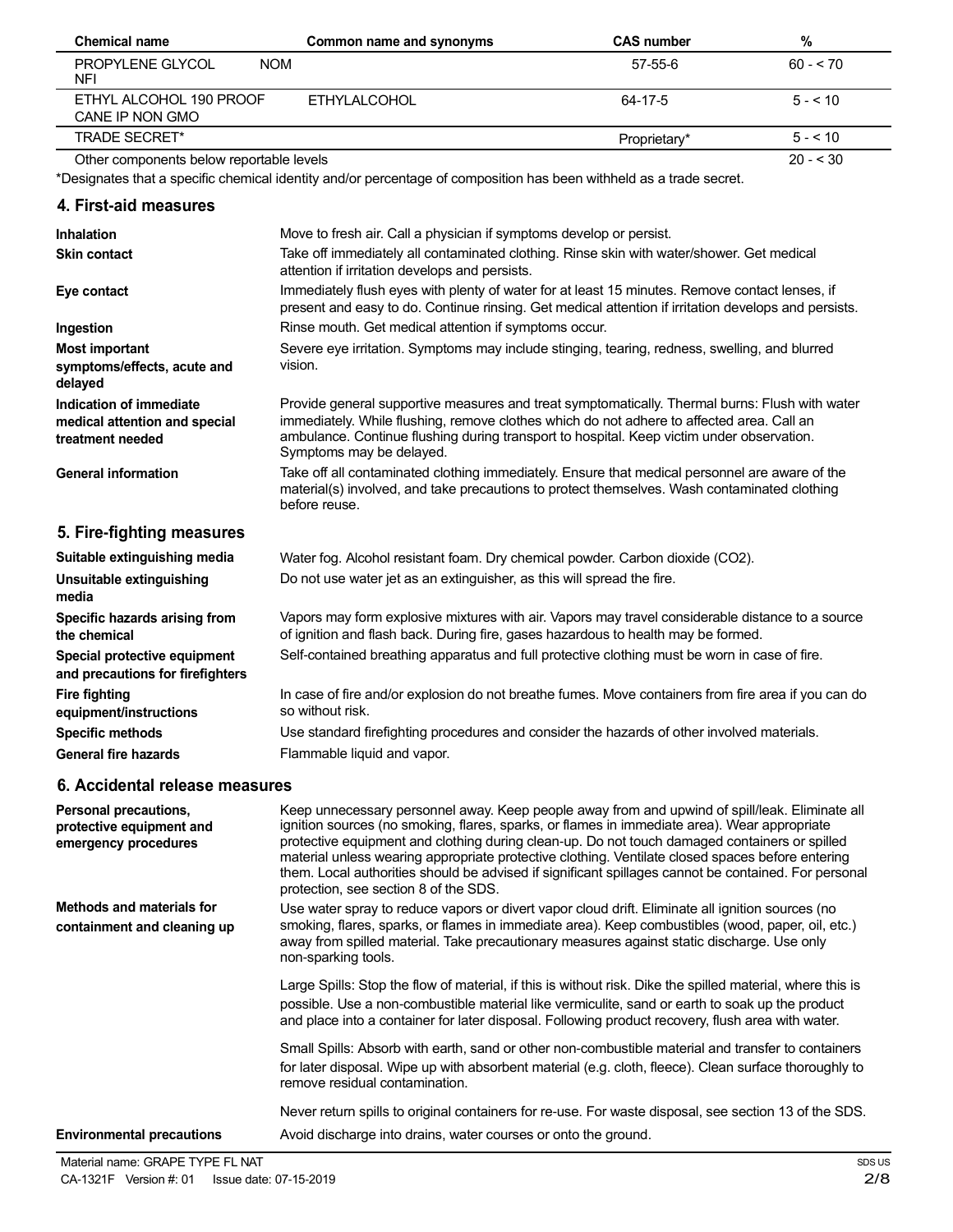| Chemical name | Common name and synonyms | CAS number | % |
| --- | --- | --- | --- |
| PROPYLENE GLYCOL NFI | NOM | 57-55-6 | 60 - < 70 |
| ETHYL ALCOHOL 190 PROOF CANE IP NON GMO | ETHYLALCOHOL | 64-17-5 | 5 - < 10 |
| TRADE SECRET* | | Proprietary* | 5 - < 10 |
| Other components below reportable levels | | | 20 - < 30 |

*Designates that a specific chemical identity and/or percentage of composition has been withheld as a trade secret.

## 4. First-aid measures

**Inhalation**
Move to fresh air. Call a physician if symptoms develop or persist.

**Skin contact**
Take off immediately all contaminated clothing. Rinse skin with water/shower. Get medical attention if irritation develops and persists.

**Eye contact**
Immediately flush eyes with plenty of water for at least 15 minutes. Remove contact lenses, if present and easy to do. Continue rinsing. Get medical attention if irritation develops and persists.

**Ingestion**
Rinse mouth. Get medical attention if symptoms occur.

**Most important symptoms/effects, acute and delayed**
Severe eye irritation. Symptoms may include stinging, tearing, redness, swelling, and blurred vision.

**Indication of immediate medical attention and special treatment needed**
Provide general supportive measures and treat symptomatically. Thermal burns: Flush with water immediately. While flushing, remove clothes which do not adhere to affected area. Call an ambulance. Continue flushing during transport to hospital. Keep victim under observation. Symptoms may be delayed.

**General information**
Take off all contaminated clothing immediately. Ensure that medical personnel are aware of the material(s) involved, and take precautions to protect themselves. Wash contaminated clothing before reuse.

## 5. Fire-fighting measures

**Suitable extinguishing media**
Water fog. Alcohol resistant foam. Dry chemical powder. Carbon dioxide ($CO_2$).

**Unsuitable extinguishing media**
Do not use water jet as an extinguisher, as this will spread the fire.

**Specific hazards arising from the chemical**
Vapors may form explosive mixtures with air. Vapors may travel considerable distance to a source of ignition and flash back. During fire, gases hazardous to health may be formed.

**Special protective equipment and precautions for firefighters**
Self-contained breathing apparatus and full protective clothing must be worn in case of fire.

**Fire fighting equipment/instructions**
In case of fire and/or explosion do not breathe fumes. Move containers from fire area if you can do so without risk.

**Specific methods**
Use standard firefighting procedures and consider the hazards of other involved materials.

**General fire hazards**
Flammable liquid and vapor.

## 6. Accidental release measures

**Personal precautions, protective equipment and emergency procedures**
Keep unnecessary personnel away. Keep people away from and upwind of spill/leak. Eliminate all ignition sources (no smoking, flares, sparks, or flames in immediate area). Wear appropriate protective equipment and clothing during clean-up. Do not touch damaged containers or spilled material unless wearing appropriate protective clothing. Ventilate closed spaces before entering them. Local authorities should be advised if significant spillages cannot be contained. For personal protection, see section 8 of the SDS.

**Methods and materials for containment and cleaning up**
Use water spray to reduce vapors or divert vapor cloud drift. Eliminate all ignition sources (no smoking, flares, sparks, or flames in immediate area). Keep combustibles (wood, paper, oil, etc.) away from spilled material. Take precautionary measures against static discharge. Use only non-sparking tools.

Large Spills: Stop the flow of material, if this is without risk. Dike the spilled material, where this is possible. Use a non-combustible material like vermiculite, sand or earth to soak up the product and place into a container for later disposal. Following product recovery, flush area with water.

Small Spills: Absorb with earth, sand or other non-combustible material and transfer to containers for later disposal. Wipe up with absorbent material (e.g. cloth, fleece). Clean surface thoroughly to remove residual contamination.

Never return spills to original containers for re-use. For waste disposal, see section 13 of the SDS.

**Environmental precautions**
Avoid discharge into drains, water courses or onto the ground.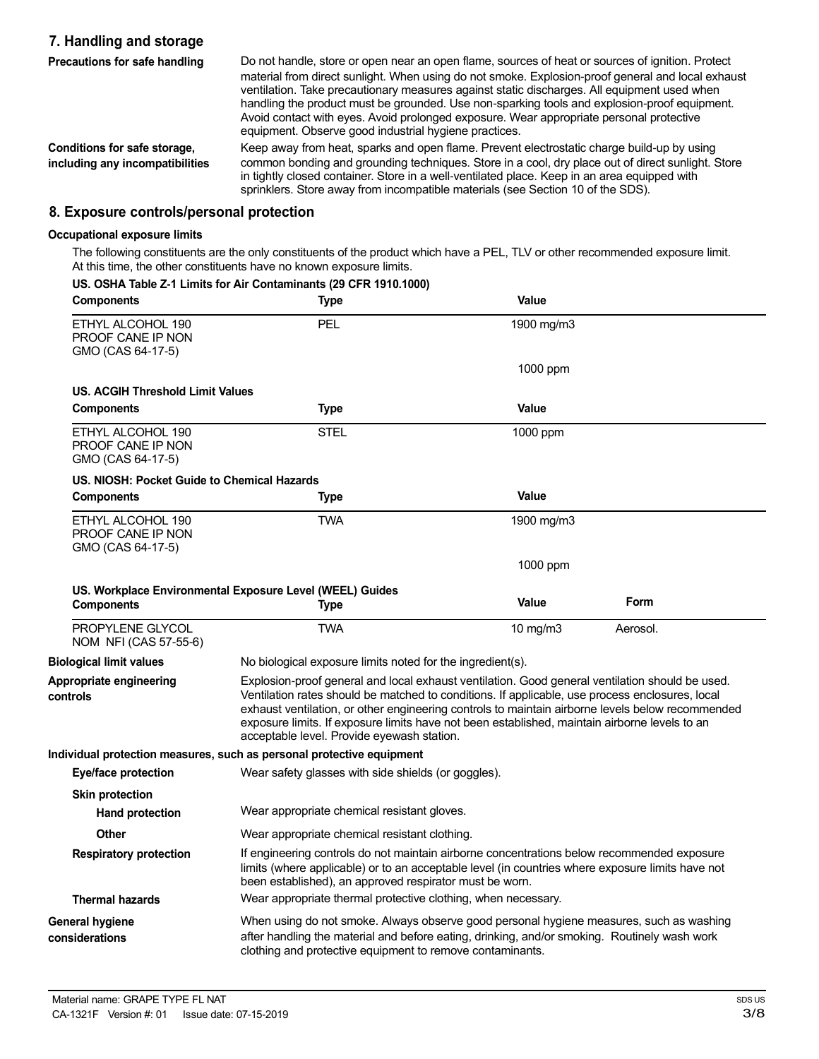## 7. Handling and storage

**Precautions for safe handling**

Do not handle, store or open near an open flame, sources of heat or sources of ignition. Protect material from direct sunlight. When using do not smoke. Explosion-proof general and local exhaust ventilation. Take precautionary measures against static discharges. All equipment used when handling the product must be grounded. Use non-sparking tools and explosion-proof equipment. Avoid contact with eyes. Avoid prolonged exposure. Wear appropriate personal protective equipment. Observe good industrial hygiene practices.

**Conditions for safe storage, including any incompatibilities**

Keep away from heat, sparks and open flame. Prevent electrostatic charge build-up by using common bonding and grounding techniques. Store in a cool, dry place out of direct sunlight. Store in tightly closed container. Store in a well-ventilated place. Keep in an area equipped with sprinklers. Store away from incompatible materials (see Section 10 of the SDS).

## 8. Exposure controls/personal protection

**Occupational exposure limits**

The following constituents are the only constituents of the product which have a PEL, TLV or other recommended exposure limit. At this time, the other constituents have no known exposure limits.

**US. OSHA Table Z-1 Limits for Air Contaminants (29 CFR 1910.1000)**

| Components | Type | Value |
|---|---|---|
| ETHYL ALCOHOL 190 PROOF CANE IP NON GMO (CAS 64-17-5) | PEL | 1900 mg/m3 |
| | | 1000 ppm |

**US. ACGIH Threshold Limit Values**

| Components | Type | Value |
|---|---|---|
| ETHYL ALCOHOL 190 PROOF CANE IP NON GMO (CAS 64-17-5) | STEL | 1000 ppm |

**US. NIOSH: Pocket Guide to Chemical Hazards**

| Components | Type | Value |
|---|---|---|
| ETHYL ALCOHOL 190 PROOF CANE IP NON GMO (CAS 64-17-5) | TWA | 1900 mg/m3 |
| | | 1000 ppm |

**US. Workplace Environmental Exposure Level (WEEL) Guides**

| Components | Type | Value | Form |
|---|---|---|---|
| PROPYLENE GLYCOL NOM NFI (CAS 57-55-6) | TWA | 10 mg/m3 | Aerosol. |

**Biological limit values**

No biological exposure limits noted for the ingredient(s).

**Appropriate engineering controls**

Explosion-proof general and local exhaust ventilation. Good general ventilation should be used. Ventilation rates should be matched to conditions. If applicable, use process enclosures, local exhaust ventilation, or other engineering controls to maintain airborne levels below recommended exposure limits. If exposure limits have not been established, maintain airborne levels to an acceptable level. Provide eyewash station.

**Individual protection measures, such as personal protective equipment**

**Eye/face protection**

Wear safety glasses with side shields (or goggles).

**Skin protection**

**Hand protection**

Wear appropriate chemical resistant gloves.

**Other**

Wear appropriate chemical resistant clothing.

**Respiratory protection**

If engineering controls do not maintain airborne concentrations below recommended exposure limits (where applicable) or to an acceptable level (in countries where exposure limits have not been established), an approved respirator must be worn.

**Thermal hazards**

Wear appropriate thermal protective clothing, when necessary.

**General hygiene considerations**

When using do not smoke. Always observe good personal hygiene measures, such as washing after handling the material and before eating, drinking, and/or smoking. Routinely wash work clothing and protective equipment to remove contaminants.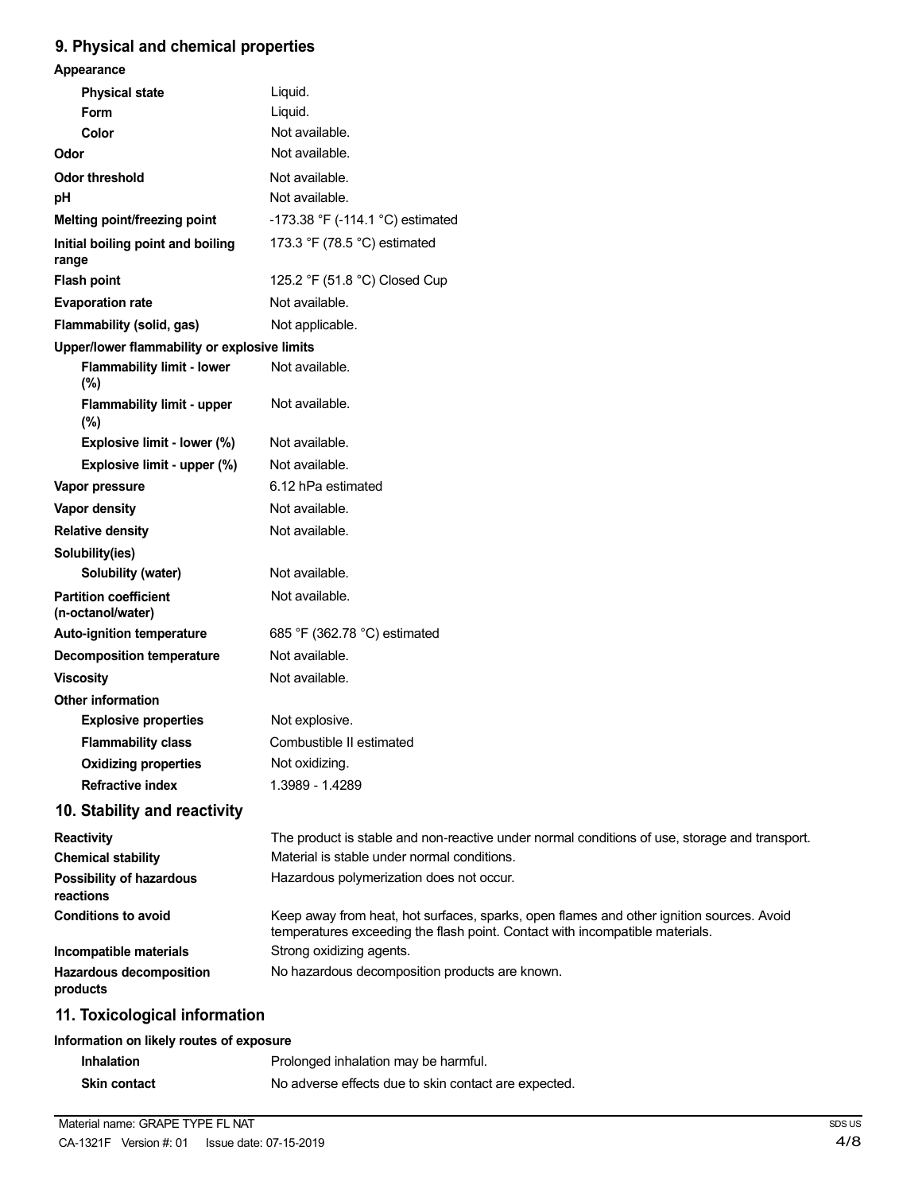## 9. Physical and chemical properties

| | |
|---|---|
| **Appearance** | |
| **Physical state** | Liquid. |
| **Form** | Liquid. |
| **Color** | Not available. |
| **Odor** | Not available. |
| **Odor threshold** | Not available. |
| **pH** | Not available. |
| **Melting point/freezing point** | -173.38 °F (-114.1 °C) estimated |
| **Initial boiling point and boiling range** | 173.3 °F (78.5 °C) estimated |
| **Flash point** | 125.2 °F (51.8 °C) Closed Cup |
| **Evaporation rate** | Not available. |
| **Flammability (solid, gas)** | Not applicable. |
| **Upper/lower flammability or explosive limits** | |
| **Flammability limit - lower (%)** | Not available. |
| **Flammability limit - upper (%)** | Not available. |
| **Explosive limit - lower (%)** | Not available. |
| **Explosive limit - upper (%)** | Not available. |
| **Vapor pressure** | 6.12 hPa estimated |
| **Vapor density** | Not available. |
| **Relative density** | Not available. |
| **Solubility(ies)** | |
| **Solubility (water)** | Not available. |
| **Partition coefficient (n-octanol/water)** | Not available. |
| **Auto-ignition temperature** | 685 °F (362.78 °C) estimated |
| **Decomposition temperature** | Not available. |
| **Viscosity** | Not available. |
| **Other information** | |
| **Explosive properties** | Not explosive. |
| **Flammability class** | Combustible II estimated |
| **Oxidizing properties** | Not oxidizing. |
| **Refractive index** | 1.3989 - 1.4289 |

## 10. Stability and reactivity

| | |
|---|---|
| **Reactivity** | The product is stable and non-reactive under normal conditions of use, storage and transport. |
| **Chemical stability** | Material is stable under normal conditions. |
| **Possibility of hazardous reactions** | Hazardous polymerization does not occur. |
| **Conditions to avoid** | Keep away from heat, hot surfaces, sparks, open flames and other ignition sources. Avoid temperatures exceeding the flash point. Contact with incompatible materials. |
| **Incompatible materials** | Strong oxidizing agents. |
| **Hazardous decomposition products** | No hazardous decomposition products are known. |

## 11. Toxicological information

**Information on likely routes of exposure**

| | |
|---|---|
| **Inhalation** | Prolonged inhalation may be harmful. |
| **Skin contact** | No adverse effects due to skin contact are expected. |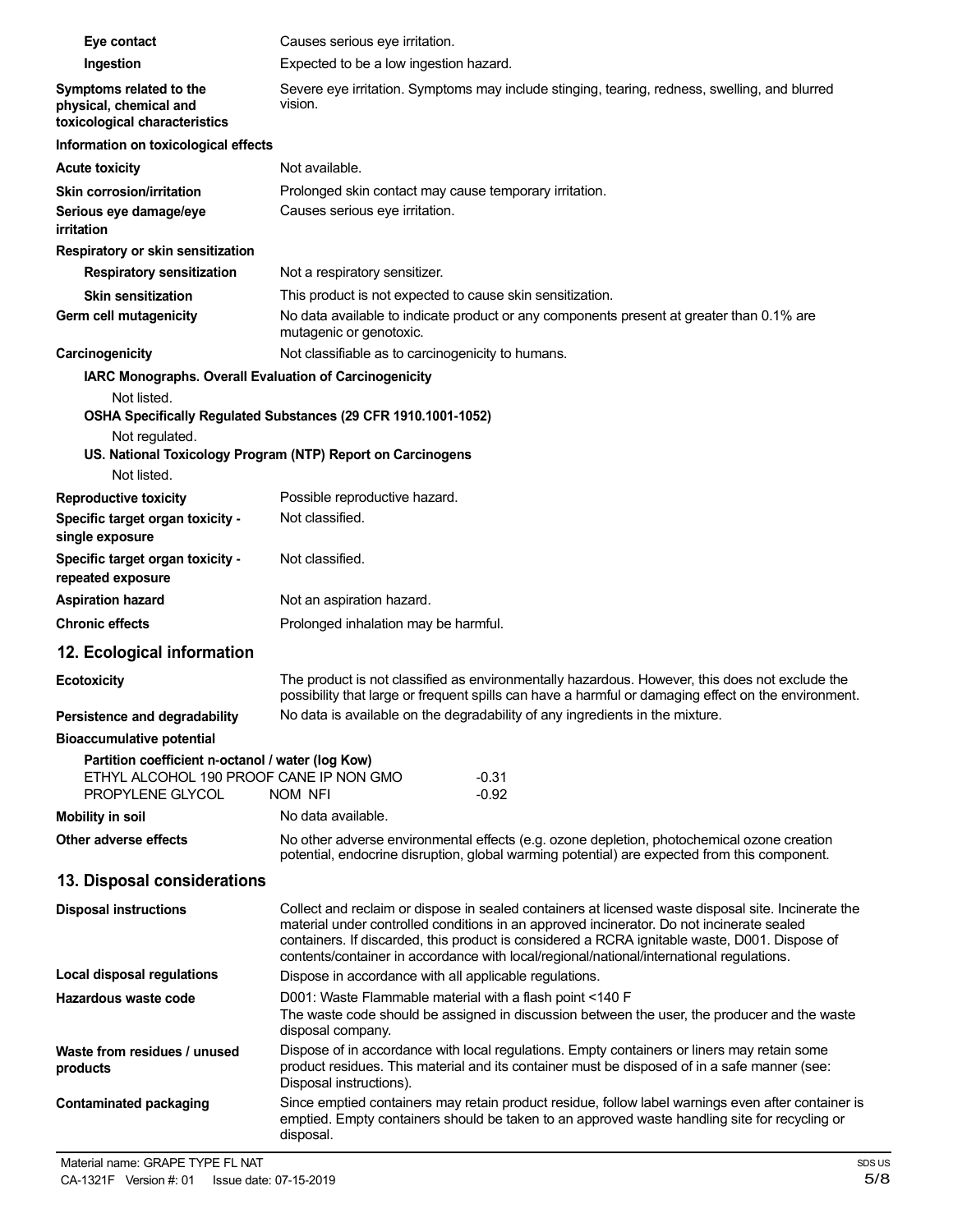| | |
|---|---|
| **Eye contact** | Causes serious eye irritation. |
| **Ingestion** | Expected to be a low ingestion hazard. |
| **Symptoms related to the physical, chemical and toxicological characteristics** | Severe eye irritation. Symptoms may include stinging, tearing, redness, swelling, and blurred vision. |

**Information on toxicological effects**

| | |
|---|---|
| **Acute toxicity** | Not available. |
| **Skin corrosion/irritation** | Prolonged skin contact may cause temporary irritation. |
| **Serious eye damage/eye irritation** | Causes serious eye irritation. |

**Respiratory or skin sensitization**

| | |
|---|---|
| **Respiratory sensitization** | Not a respiratory sensitizer. |
| **Skin sensitization** | This product is not expected to cause skin sensitization. |
| **Germ cell mutagenicity** | No data available to indicate product or any components present at greater than 0.1% are mutagenic or genotoxic. |
| **Carcinogenicity** | Not classifiable as to carcinogenicity to humans. |

**IARC Monographs. Overall Evaluation of Carcinogenicity**

Not listed.

**OSHA Specifically Regulated Substances (29 CFR 1910.1001-1052)**

Not regulated.

**US. National Toxicology Program (NTP) Report on Carcinogens**

Not listed.

| | |
|---|---|
| **Reproductive toxicity** | Possible reproductive hazard. |
| **Specific target organ toxicity - single exposure** | Not classified. |
| **Specific target organ toxicity - repeated exposure** | Not classified. |
| **Aspiration hazard** | Not an aspiration hazard. |
| **Chronic effects** | Prolonged inhalation may be harmful. |

## 12. Ecological information

| | |
|---|---|
| **Ecotoxicity** | The product is not classified as environmentally hazardous. However, this does not exclude the possibility that large or frequent spills can have a harmful or damaging effect on the environment. |
| **Persistence and degradability** | No data is available on the degradability of any ingredients in the mixture. |

**Bioaccumulative potential**

**Partition coefficient n-octanol / water (log Kow)**

| | |
|---|---|
| ETHYL ALCOHOL 190 PROOF CANE IP NON GMO | -0.31 |
| PROPYLENE GLYCOL NOM NFI | -0.92 |

| | |
|---|---|
| **Mobility in soil** | No data available. |
| **Other adverse effects** | No other adverse environmental effects (e.g. ozone depletion, photochemical ozone creation potential, endocrine disruption, global warming potential) are expected from this component. |

## 13. Disposal considerations

| | |
|---|---|
| **Disposal instructions** | Collect and reclaim or dispose in sealed containers at licensed waste disposal site. Incinerate the material under controlled conditions in an approved incinerator. Do not incinerate sealed containers. If discarded, this product is considered a RCRA ignitable waste, D001. Dispose of contents/container in accordance with local/regional/national/international regulations. |
| **Local disposal regulations** | Dispose in accordance with all applicable regulations. |
| **Hazardous waste code** | D001: Waste Flammable material with a flash point <140 F<br>The waste code should be assigned in discussion between the user, the producer and the waste disposal company. |
| **Waste from residues / unused products** | Dispose of in accordance with local regulations. Empty containers or liners may retain some product residues. This material and its container must be disposed of in a safe manner (see: Disposal instructions). |
| **Contaminated packaging** | Since emptied containers may retain product residue, follow label warnings even after container is emptied. Empty containers should be taken to an approved waste handling site for recycling or disposal. |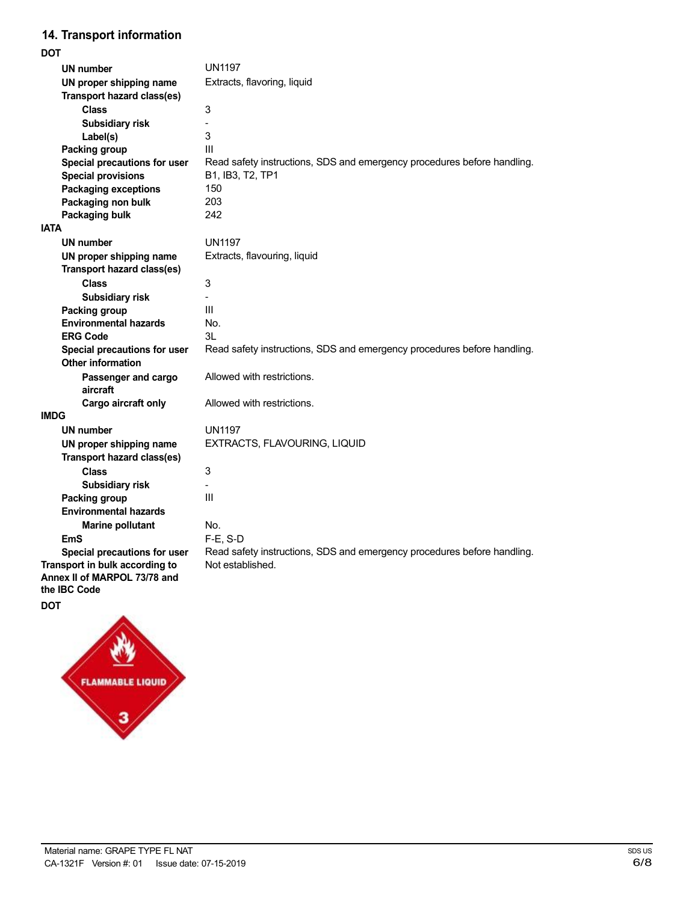## 14. Transport information

**DOT**

| | |
|---|---|
| **UN number** | UN1197 |
| **UN proper shipping name** | Extracts, flavoring, liquid |
| **Transport hazard class(es)** | |
| **Class** | 3 |
| **Subsidiary risk** | - |
| **Label(s)** | 3 |
| **Packing group** | III |
| **Special precautions for user** | Read safety instructions, SDS and emergency procedures before handling. |
| **Special provisions** | B1, IB3, T2, TP1 |
| **Packaging exceptions** | 150 |
| **Packaging non bulk** | 203 |
| **Packaging bulk** | 242 |

**IATA**

| | |
|---|---|
| **UN number** | UN1197 |
| **UN proper shipping name** | Extracts, flavouring, liquid |
| **Transport hazard class(es)** | |
| **Class** | 3 |
| **Subsidiary risk** | - |
| **Packing group** | III |
| **Environmental hazards** | No. |
| **ERG Code** | 3L |
| **Special precautions for user** | Read safety instructions, SDS and emergency procedures before handling. |
| **Other information** | |
| **Passenger and cargo aircraft** | Allowed with restrictions. |
| **Cargo aircraft only** | Allowed with restrictions. |

**IMDG**

| | |
|---|---|
| **UN number** | UN1197 |
| **UN proper shipping name** | EXTRACTS, FLAVOURING, LIQUID |
| **Transport hazard class(es)** | |
| **Class** | 3 |
| **Subsidiary risk** | - |
| **Packing group** | III |
| **Environmental hazards** | |
| **Marine pollutant** | No. |
| **EmS** | F-E, S-D |
| **Special precautions for user** | Read safety instructions, SDS and emergency procedures before handling. |

**Transport in bulk according to Annex II of MARPOL 73/78 and the IBC Code**: Not established.

**DOT**

FLAMMABLE LIQUID 3

Material name: GRAPE TYPE FL NAT

CA-1321F Version #: 01 Issue date: 07-15-2019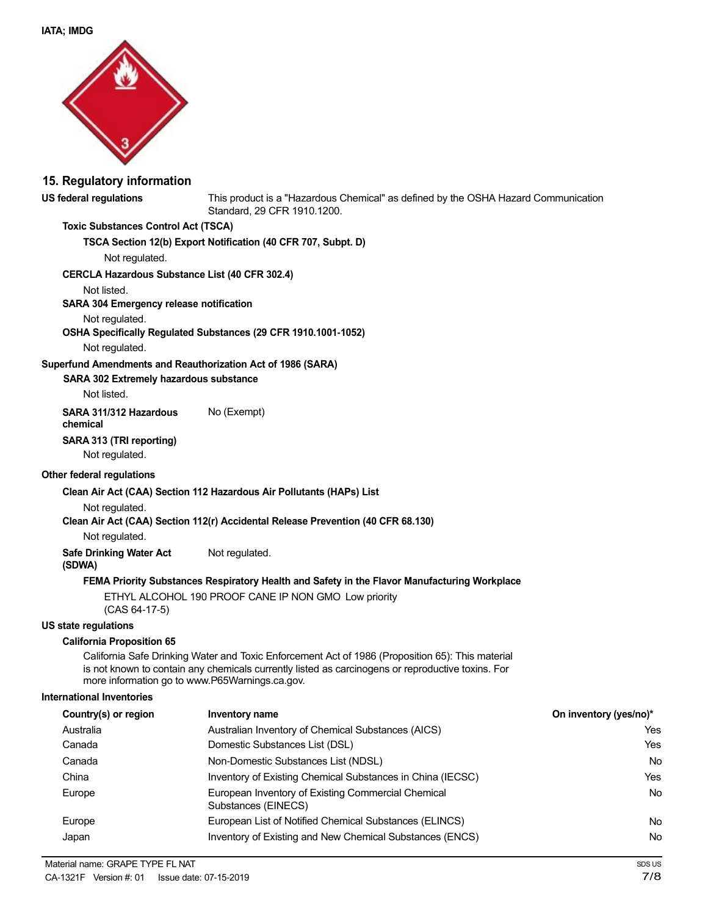**IATA; IMDG**

## 15. Regulatory information

**US federal regulations** This product is a "Hazardous Chemical" as defined by the OSHA Hazard Communication Standard, 29 CFR 1910.1200.

**Toxic Substances Control Act (TSCA)**

**TSCA Section 12(b) Export Notification (40 CFR 707, Subpt. D)**

Not regulated.

**CERCLA Hazardous Substance List (40 CFR 302.4)**

Not listed.

**SARA 304 Emergency release notification**

Not regulated.

**OSHA Specifically Regulated Substances (29 CFR 1910.1001-1052)**

Not regulated.

**Superfund Amendments and Reauthorization Act of 1986 (SARA)**

**SARA 302 Extremely hazardous substance**

Not listed.

**SARA 311/312 Hazardous chemical** No (Exempt)

**SARA 313 (TRI reporting)**

Not regulated.

**Other federal regulations**

**Clean Air Act (CAA) Section 112 Hazardous Air Pollutants (HAPs) List**

Not regulated.

**Clean Air Act (CAA) Section 112(r) Accidental Release Prevention (40 CFR 68.130)**

Not regulated.

**Safe Drinking Water Act (SDWA)** Not regulated.

**FEMA Priority Substances Respiratory Health and Safety in the Flavor Manufacturing Workplace**

ETHYL ALCOHOL 190 PROOF CANE IP NON GMO (CAS 64-17-5) Low priority

**US state regulations**

**California Proposition 65**

California Safe Drinking Water and Toxic Enforcement Act of 1986 (Proposition 65): This material is not known to contain any chemicals currently listed as carcinogens or reproductive toxins. For more information go to www.P65Warnings.ca.gov.

**International Inventories**

| Country(s) or region | Inventory name | On inventory (yes/no)* |
|---|---|---|
| Australia | Australian Inventory of Chemical Substances (AICS) | Yes |
| Canada | Domestic Substances List (DSL) | Yes |
| Canada | Non-Domestic Substances List (NDSL) | No |
| China | Inventory of Existing Chemical Substances in China (IECSC) | Yes |
| Europe | European Inventory of Existing Commercial Chemical Substances (EINECS) | No |
| Europe | European List of Notified Chemical Substances (ELINCS) | No |
| Japan | Inventory of Existing and New Chemical Substances (ENCS) | No |

Material name: GRAPE TYPE FL NAT

CA-1321F Version #: 01 Issue date: 07-15-2019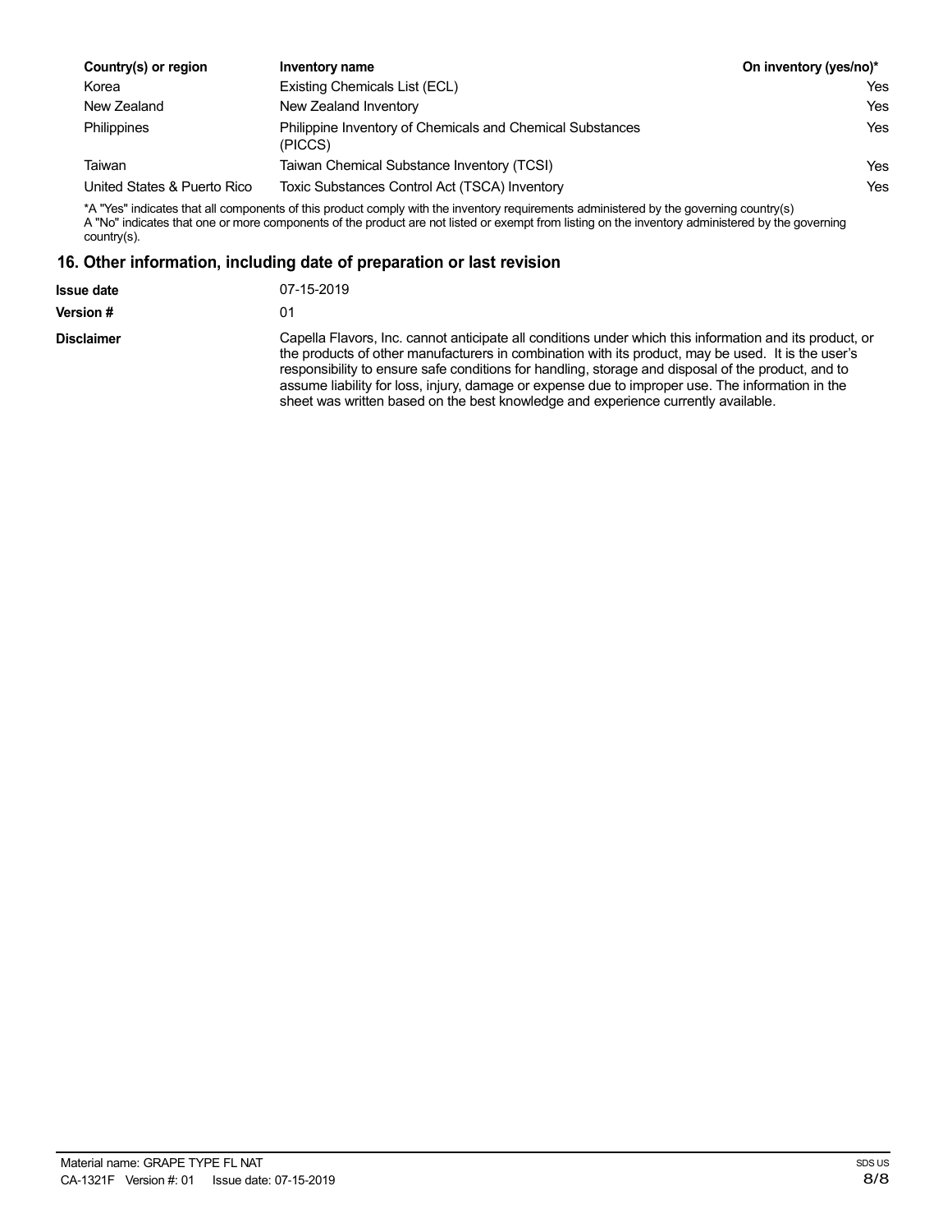| Country(s) or region | Inventory name | On inventory (yes/no)* |
| --- | --- | --- |
| Korea | Existing Chemicals List (ECL) | Yes |
| New Zealand | New Zealand Inventory | Yes |
| Philippines | Philippine Inventory of Chemicals and Chemical Substances (PICCS) | Yes |
| Taiwan | Taiwan Chemical Substance Inventory (TCSI) | Yes |
| United States & Puerto Rico | Toxic Substances Control Act (TSCA) Inventory | Yes |

*A "Yes" indicates that all components of this product comply with the inventory requirements administered by the governing country(s)
A "No" indicates that one or more components of the product are not listed or exempt from listing on the inventory administered by the governing country(s).

## 16. Other information, including date of preparation or last revision

**Issue date** 07-15-2019

**Version #** 01

**Disclaimer** Capella Flavors, Inc. cannot anticipate all conditions under which this information and its product, or the products of other manufacturers in combination with its product, may be used. It is the user's responsibility to ensure safe conditions for handling, storage and disposal of the product, and to assume liability for loss, injury, damage or expense due to improper use. The information in the sheet was written based on the best knowledge and experience currently available.